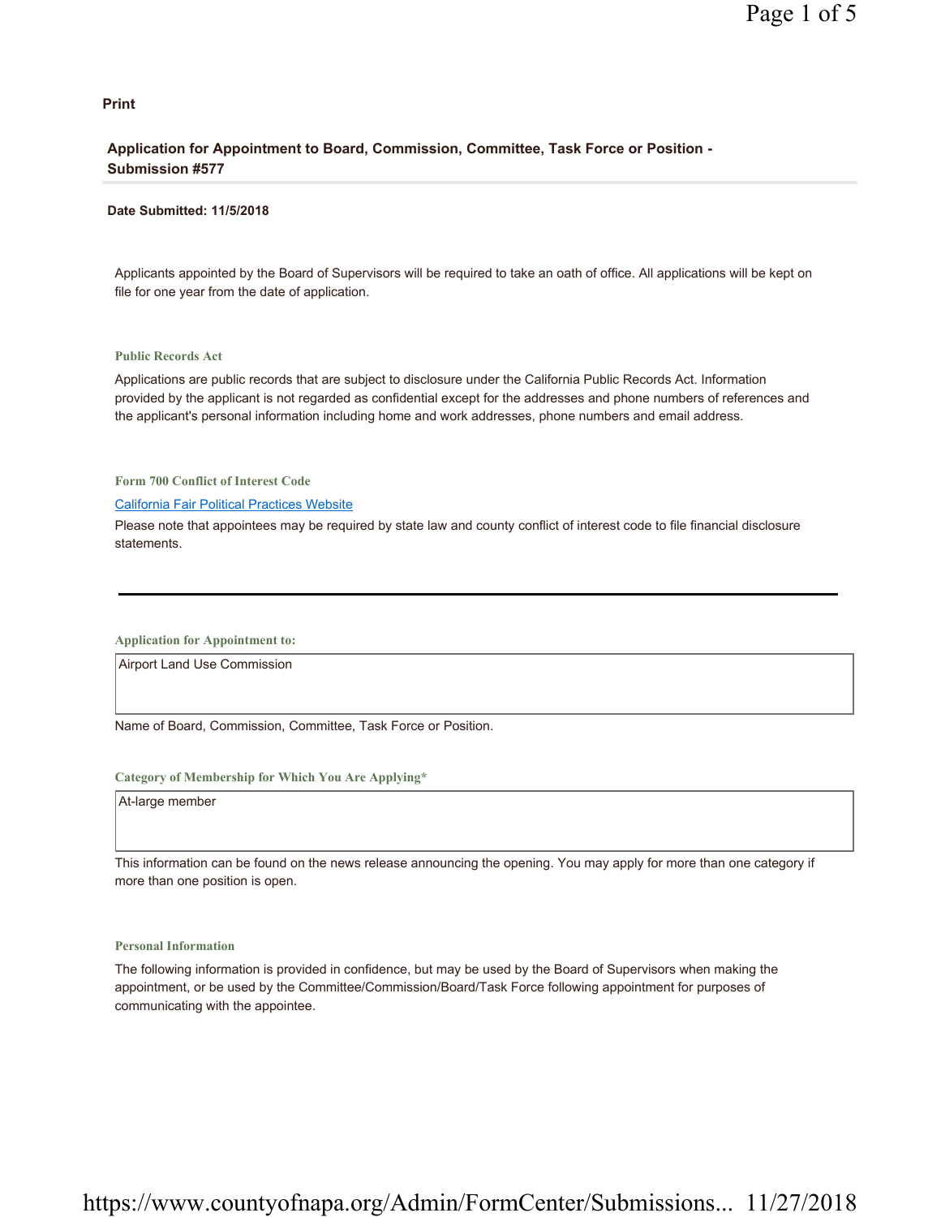**Print**

## Application for Appointment to Board, Commission, Committee, Task Force or Position - Submission #577

**Date Submitted: 11/5/2018**

Applicants appointed by the Board of Supervisors will be required to take an oath of office. All applications will be kept on file for one year from the date of application.

### Public Records Act

Applications are public records that are subject to disclosure under the California Public Records Act. Information provided by the applicant is not regarded as confidential except for the addresses and phone numbers of references and the applicant's personal information including home and work addresses, phone numbers and email address.

### Form 700 Conflict of Interest Code

California Fair Political Practices Website

Please note that appointees may be required by state law and county conflict of interest code to file financial disclosure statements.

---

### Application for Appointment to:

Airport Land Use Commission

Name of Board, Commission, Committee, Task Force or Position.

### Category of Membership for Which You Are Applying*

At-large member

This information can be found on the news release announcing the opening. You may apply for more than one category if more than one position is open.

### Personal Information

The following information is provided in confidence, but may be used by the Board of Supervisors when making the appointment, or be used by the Committee/Commission/Board/Task Force following appointment for purposes of communicating with the appointee.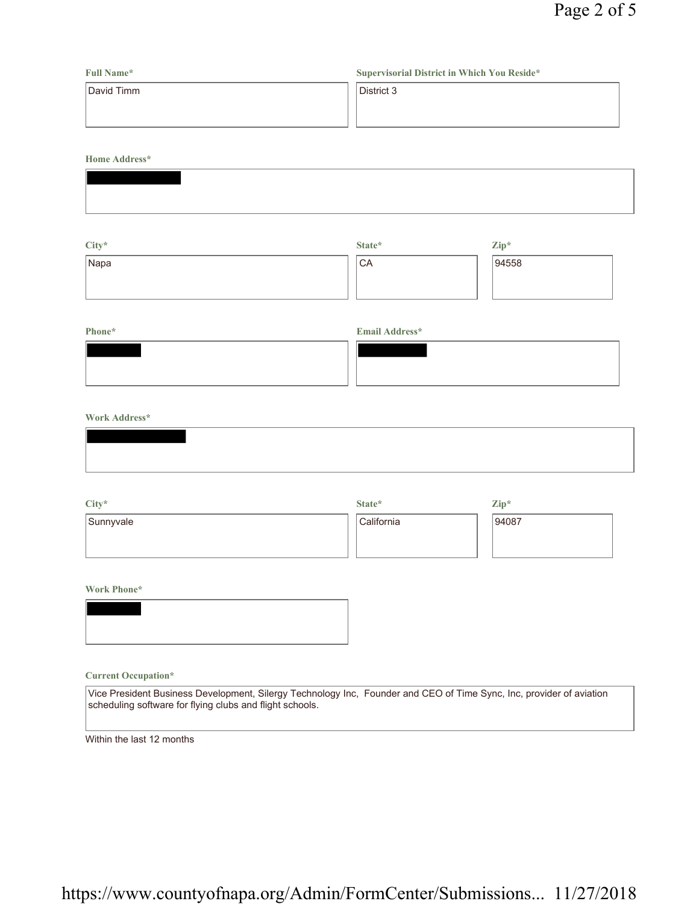**Full Name***

David Timm

**Supervisorial District in Which You Reside***

District 3

**Home Address***

[REDACTED]

**City***

Napa

**State***

CA

**Zip***

94558

**Phone***

[REDACTED]

**Email Address***

[REDACTED]

**Work Address***

[REDACTED]

**City***

Sunnyvale

**State***

California

**Zip***

94087

**Work Phone***

[REDACTED]

**Current Occupation***

Vice President Business Development, Silergy Technology Inc, Founder and CEO of Time Sync, Inc, provider of aviation scheduling software for flying clubs and flight schools.

Within the last 12 months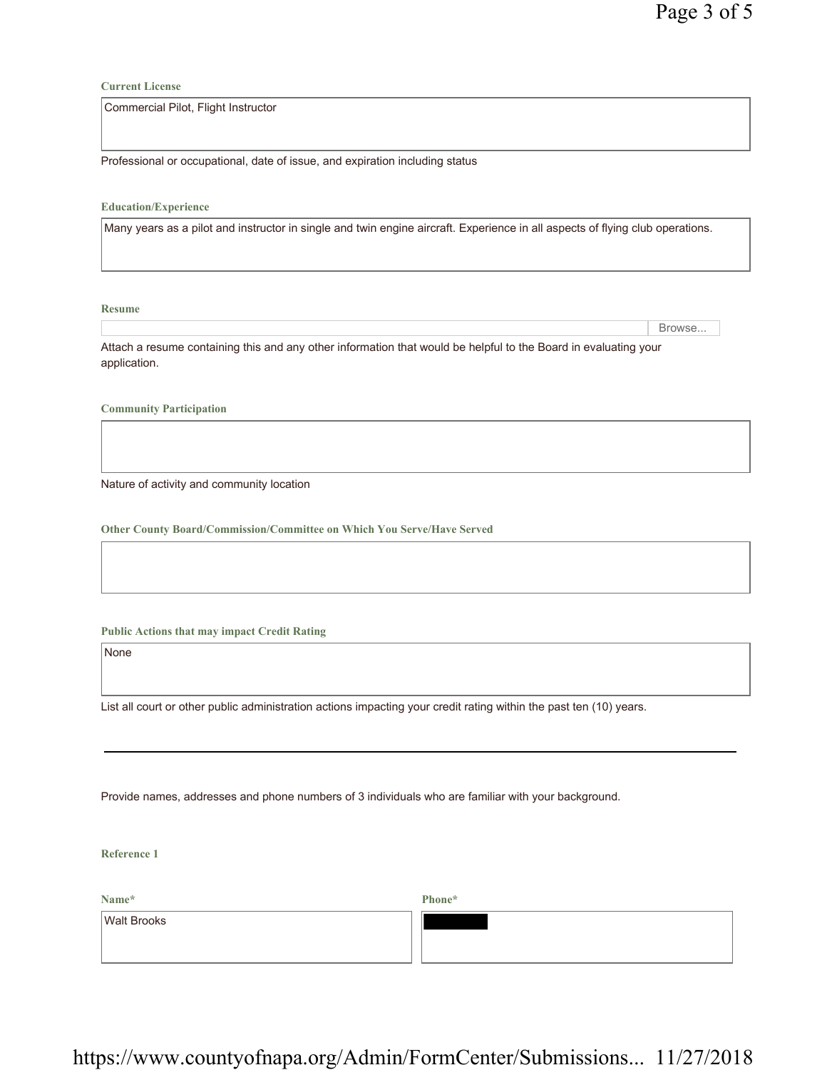**Current License**

Commercial Pilot, Flight Instructor

Professional or occupational, date of issue, and expiration including status

**Education/Experience**

Many years as a pilot and instructor in single and twin engine aircraft. Experience in all aspects of flying club operations.

**Resume**

Browse...

Attach a resume containing this and any other information that would be helpful to the Board in evaluating your application.

**Community Participation**

Nature of activity and community location

**Other County Board/Commission/Committee on Which You Serve/Have Served**

**Public Actions that may impact Credit Rating**

None

List all court or other public administration actions impacting your credit rating within the past ten (10) years.

---

Provide names, addresses and phone numbers of 3 individuals who are familiar with your background.

**Reference 1**

| Name* | Phone* |
| --- | --- |
| Walt Brooks | [REDACTED] |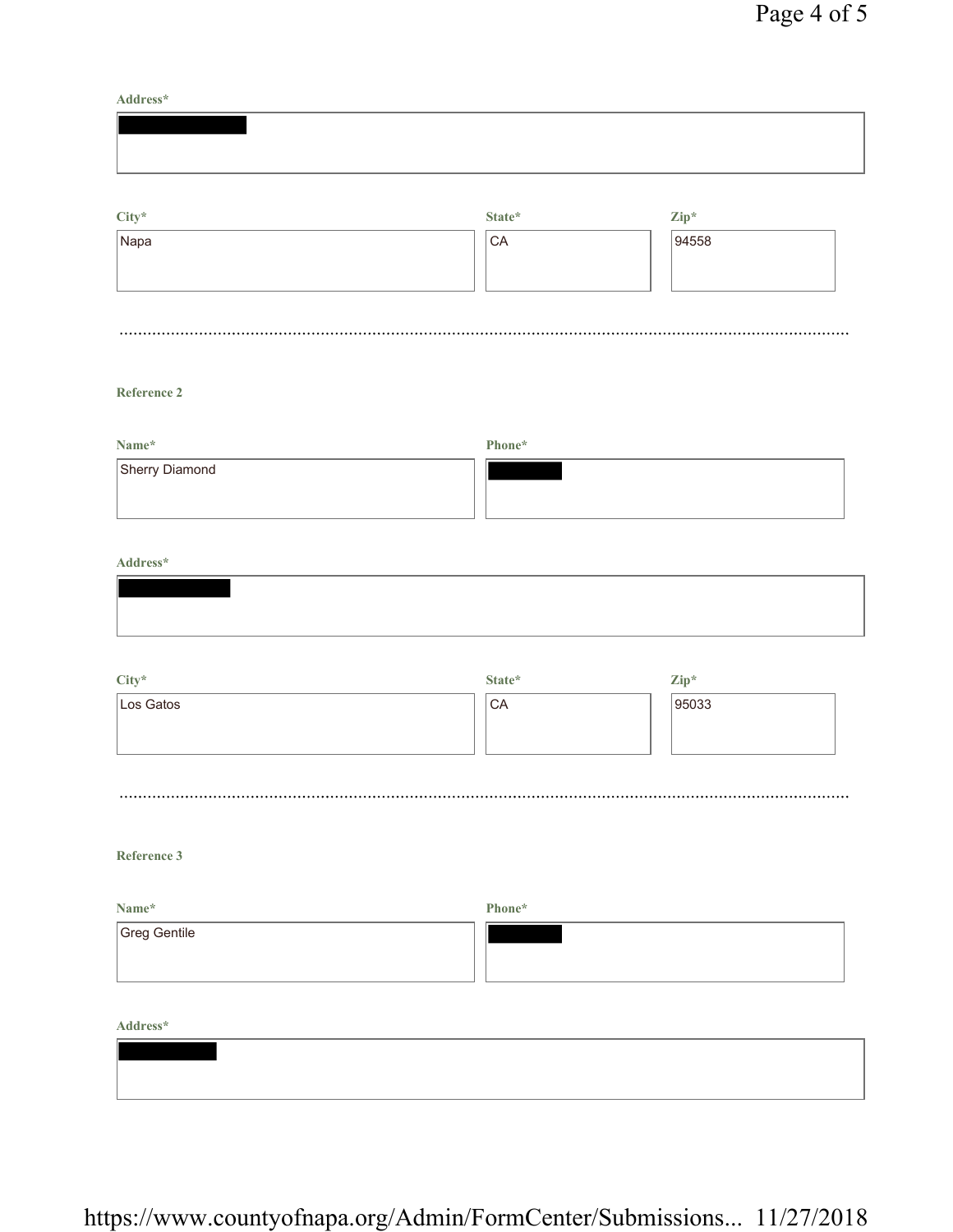**Address***

[REDACTED]

| **City*** | **State*** | **Zip*** |
|---|---|---|
| Napa | CA | 94558 |

---

**Reference 2**

| **Name*** | **Phone*** |
|---|---|
| Sherry Diamond | [REDACTED] |

**Address***

[REDACTED]

| **City*** | **State*** | **Zip*** |
|---|---|---|
| Los Gatos | CA | 95033 |

---

**Reference 3**

| **Name*** | **Phone*** |
|---|---|
| Greg Gentile | [REDACTED] |

**Address***

[REDACTED]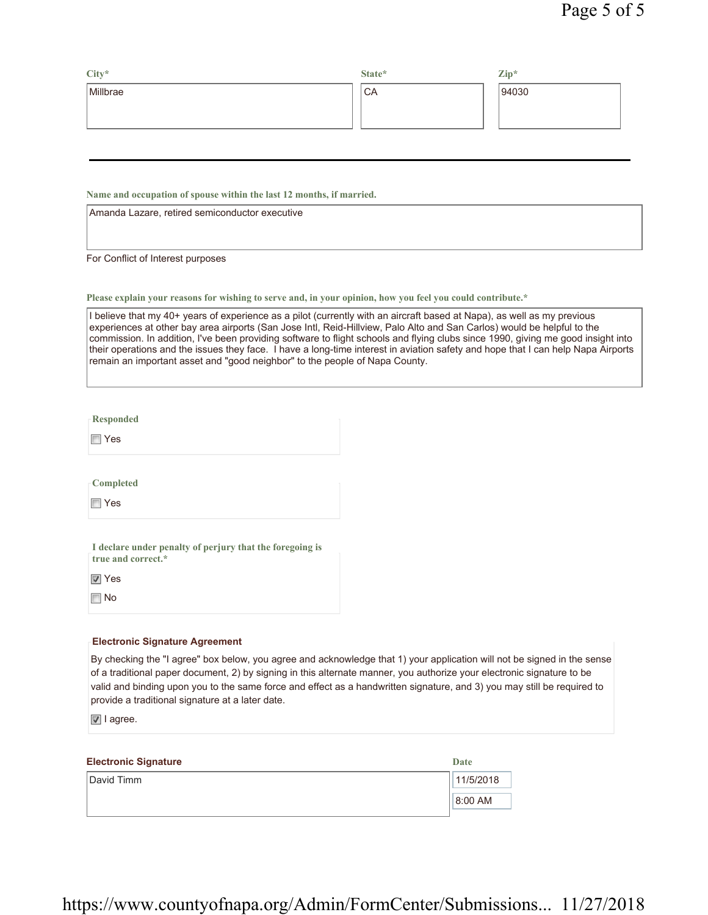| City* | State* | Zip* |
| --- | --- | --- |
| Millbrae | CA | 94030 |

---

**Name and occupation of spouse within the last 12 months, if married.**

Amanda Lazare, retired semiconductor executive

For Conflict of Interest purposes

**Please explain your reasons for wishing to serve and, in your opinion, how you feel you could contribute.***

I believe that my 40+ years of experience as a pilot (currently with an aircraft based at Napa), as well as my previous experiences at other bay area airports (San Jose Intl, Reid-Hillview, Palo Alto and San Carlos) would be helpful to the commission. In addition, I've been providing software to flight schools and flying clubs since 1990, giving me good insight into their operations and the issues they face. I have a long-time interest in aviation safety and hope that I can help Napa Airports remain an important asset and "good neighbor" to the people of Napa County.

**Responded**

☐ Yes

**Completed**

☐ Yes

**I declare under penalty of perjury that the foregoing is true and correct.***

☑ Yes

☐ No

**Electronic Signature Agreement**

By checking the "I agree" box below, you agree and acknowledge that 1) your application will not be signed in the sense of a traditional paper document, 2) by signing in this alternate manner, you authorize your electronic signature to be valid and binding upon you to the same force and effect as a handwritten signature, and 3) you may still be required to provide a traditional signature at a later date.

☑ I agree.

| Electronic Signature | Date |
| --- | --- |
| David Timm | 11/5/2018 8:00 AM |

https://www.countyofnapa.org/Admin/FormCenter/Submissions... 11/27/2018